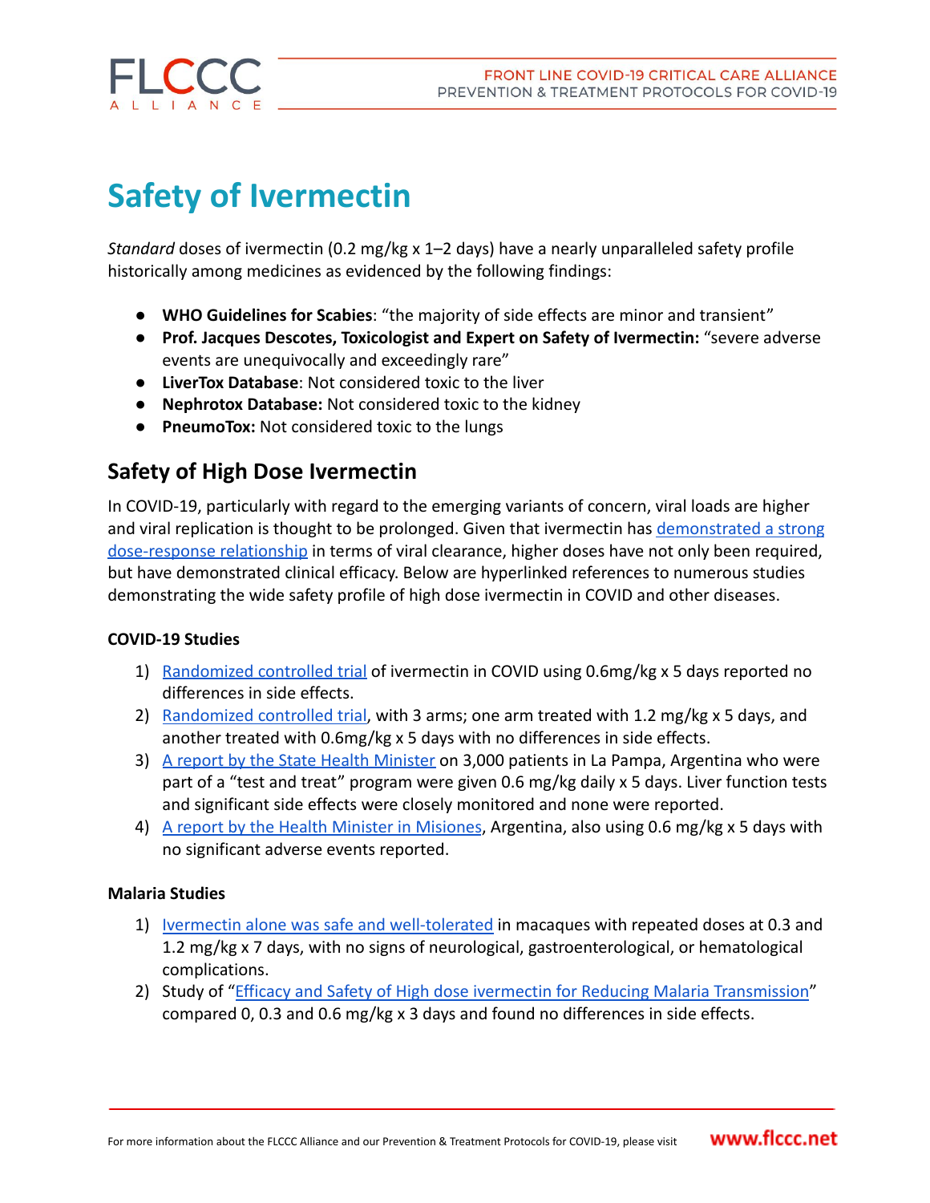# Safety of Ivermectin

*Standard* doses of ivermectin (0.2 mg/kg x 1–2 days) have a nearly unparalleled safety profile historically among medicines as evidenced by the following findings:

- **WHO Guidelines for Scabies**: "the majority of side effects are minor and transient"
- **Prof. Jacques Descotes, Toxicologist and Expert on Safety of Ivermectin:** "severe adverse events are unequivocally and exceedingly rare"
- **LiverTox Database**: Not considered toxic to the liver
- **Nephrotox Database:** Not considered toxic to the kidney
- **PneumoTox:** Not considered toxic to the lungs

## Safety of High Dose Ivermectin

In COVID-19, particularly with regard to the emerging variants of concern, viral loads are higher and viral replication is thought to be prolonged. Given that ivermectin has demonstrated a strong dose-response relationship in terms of viral clearance, higher doses have not only been required, but have demonstrated clinical efficacy. Below are hyperlinked references to numerous studies demonstrating the wide safety profile of high dose ivermectin in COVID and other diseases.

### COVID-19 Studies

1) Randomized controlled trial of ivermectin in COVID using 0.6mg/kg x 5 days reported no differences in side effects.
2) Randomized controlled trial, with 3 arms; one arm treated with 1.2 mg/kg x 5 days, and another treated with 0.6mg/kg x 5 days with no differences in side effects.
3) A report by the State Health Minister on 3,000 patients in La Pampa, Argentina who were part of a "test and treat" program were given 0.6 mg/kg daily x 5 days. Liver function tests and significant side effects were closely monitored and none were reported.
4) A report by the Health Minister in Misiones, Argentina, also using 0.6 mg/kg x 5 days with no significant adverse events reported.

### Malaria Studies

1) Ivermectin alone was safe and well-tolerated in macaques with repeated doses at 0.3 and 1.2 mg/kg x 7 days, with no signs of neurological, gastroenterological, or hematological complications.
2) Study of "Efficacy and Safety of High dose ivermectin for Reducing Malaria Transmission" compared 0, 0.3 and 0.6 mg/kg x 3 days and found no differences in side effects.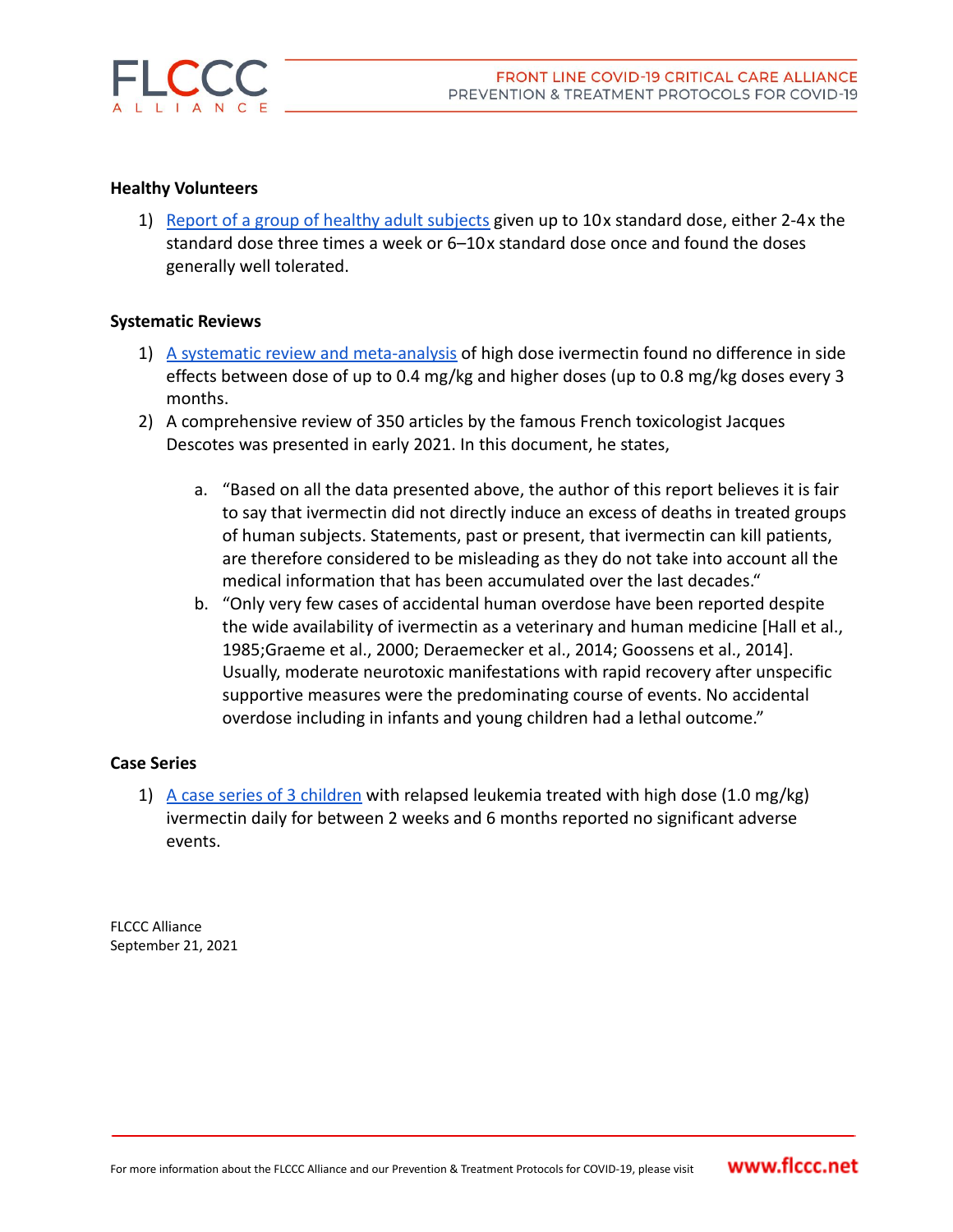### Healthy Volunteers

1) Report of a group of healthy adult subjects given up to 10x standard dose, either 2-4x the standard dose three times a week or 6–10x standard dose once and found the doses generally well tolerated.

### Systematic Reviews

1) A systematic review and meta-analysis of high dose ivermectin found no difference in side effects between dose of up to 0.4 mg/kg and higher doses (up to 0.8 mg/kg doses every 3 months.
2) A comprehensive review of 350 articles by the famous French toxicologist Jacques Descotes was presented in early 2021. In this document, he states,

    a. "Based on all the data presented above, the author of this report believes it is fair to say that ivermectin did not directly induce an excess of deaths in treated groups of human subjects. Statements, past or present, that ivermectin can kill patients, are therefore considered to be misleading as they do not take into account all the medical information that has been accumulated over the last decades."
    b. "Only very few cases of accidental human overdose have been reported despite the wide availability of ivermectin as a veterinary and human medicine [Hall et al., 1985;Graeme et al., 2000; Deraemecker et al., 2014; Goossens et al., 2014]. Usually, moderate neurotoxic manifestations with rapid recovery after unspecific supportive measures were the predominating course of events. No accidental overdose including in infants and young children had a lethal outcome."

### Case Series

1) A case series of 3 children with relapsed leukemia treated with high dose (1.0 mg/kg) ivermectin daily for between 2 weeks and 6 months reported no significant adverse events.

FLCCC Alliance
September 21, 2021